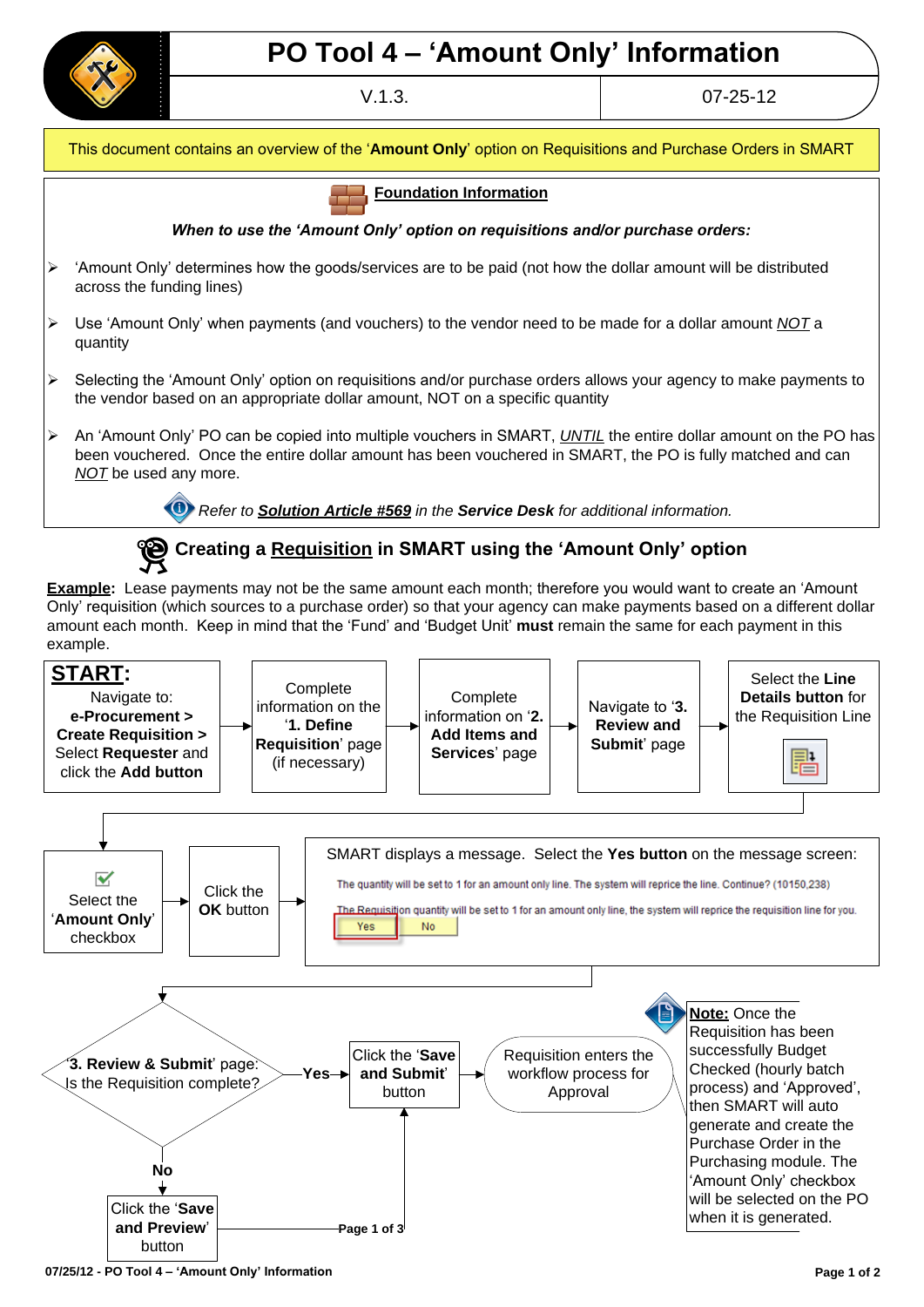# PO Tool 4 – 'Amount Only' Information

V.1.3. | 07-25-12

This document contains an overview of the '**Amount Only**' option on Requisitions and Purchase Orders in SMART

## Foundation Information

***When to use the 'Amount Only' option on requisitions and/or purchase orders:***

- 'Amount Only' determines how the goods/services are to be paid (not how the dollar amount will be distributed across the funding lines)
- Use 'Amount Only' when payments (and vouchers) to the vendor need to be made for a dollar amount *NOT* a quantity
- Selecting the 'Amount Only' option on requisitions and/or purchase orders allows your agency to make payments to the vendor based on an appropriate dollar amount, NOT on a specific quantity
- An 'Amount Only' PO can be copied into multiple vouchers in SMART, *UNTIL* the entire dollar amount on the PO has been vouchered. Once the entire dollar amount has been vouchered in SMART, the PO is fully matched and can *NOT* be used any more.

*Refer to **Solution Article #569** in the **Service Desk** for additional information.*

## Creating a Requisition in SMART using the 'Amount Only' option

**Example:** Lease payments may not be the same amount each month; therefore you would want to create an 'Amount Only' requisition (which sources to a purchase order) so that your agency can make payments based on a different dollar amount each month. Keep in mind that the 'Fund' and 'Budget Unit' **must** remain the same for each payment in this example.

**START:** Navigate to: **e-Procurement > Create Requisition >** Select **Requester** and click the **Add button**

→ Complete information on the '**1. Define Requisition**' page (if necessary)

→ Complete information on '**2. Add Items and Services**' page

→ Navigate to '**3. Review and Submit**' page

→ Select the **Line Details button** for the Requisition Line

→ Select the '**Amount Only**' checkbox

→ Click the **OK** button

→ SMART displays a message. Select the **Yes button** on the message screen:

The quantity will be set to 1 for an amount only line. The system will reprice the line. Continue? (10150,238)

The Requisition quantity will be set to 1 for an amount only line, the system will reprice the requisition line for you.

Yes | No

→ '**3. Review & Submit**' page: Is the Requisition complete?

- **Yes** → Click the '**Save and Submit**' button → Requisition enters the workflow process for Approval
- **No** → Click the '**Save and Preview**' button → return to Click the '**Save and Submit**' button

**Note:** Once the Requisition has been successfully Budget Checked (hourly batch process) and 'Approved', then SMART will auto generate and create the Purchase Order in the Purchasing module. The 'Amount Only' checkbox will be selected on the PO when it is generated.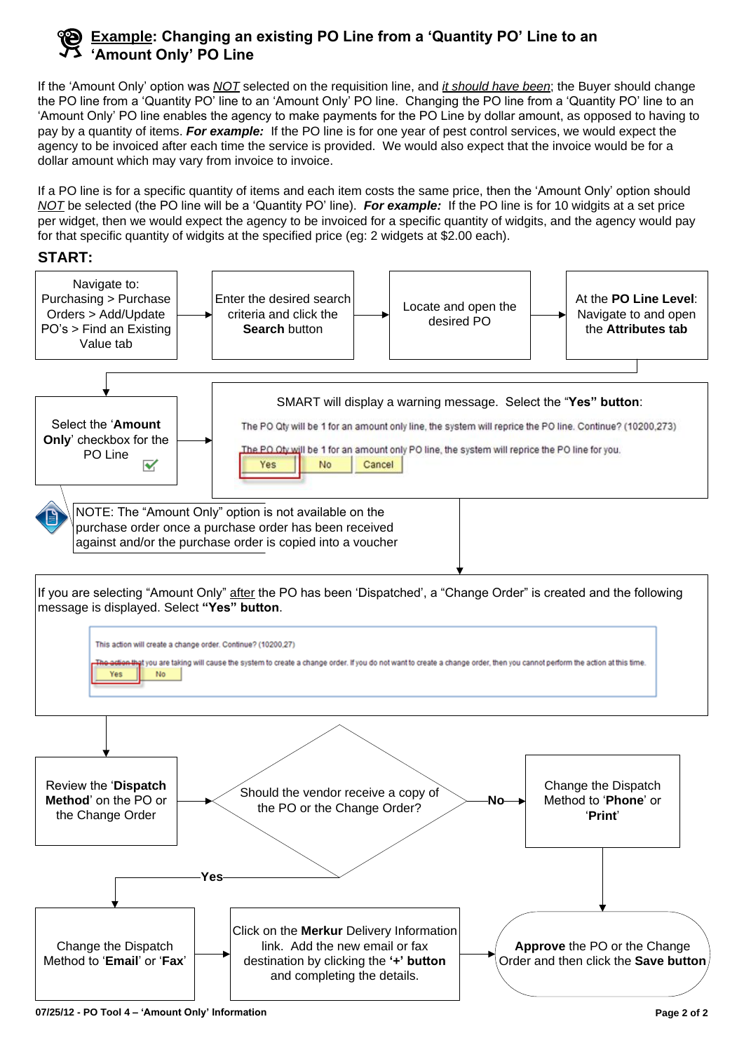## Example: Changing an existing PO Line from a 'Quantity PO' Line to an 'Amount Only' PO Line

If the 'Amount Only' option was *NOT* selected on the requisition line, and *it should have been*; the Buyer should change the PO line from a 'Quantity PO' line to an 'Amount Only' PO line. Changing the PO line from a 'Quantity PO' line to an 'Amount Only' PO line enables the agency to make payments for the PO Line by dollar amount, as opposed to having to pay by a quantity of items. ***For example:*** If the PO line is for one year of pest control services, we would expect the agency to be invoiced after each time the service is provided. We would also expect that the invoice would be for a dollar amount which may vary from invoice to invoice.

If a PO line is for a specific quantity of items and each item costs the same price, then the 'Amount Only' option should *NOT* be selected (the PO line will be a 'Quantity PO' line). ***For example:*** If the PO line is for 10 widgets at a set price per widget, then we would expect the agency to be invoiced for a specific quantity of widgets, and the agency would pay for that specific quantity of widgets at the specified price (eg: 2 widgets at $2.00 each).

**START:**

Navigate to: Purchasing > Purchase Orders > Add/Update PO's > Find an Existing Value tab

Enter the desired search criteria and click the **Search** button

Locate and open the desired PO

At the **PO Line Level**: Navigate to and open the **Attributes tab**

Select the '**Amount Only**' checkbox for the PO Line

SMART will display a warning message. Select the "**Yes" button**:

The PO Qty will be 1 for an amount only line, the system will reprice the PO line. Continue? (10200,273)

The PO Qty will be 1 for an amount only PO line, the system will reprice the PO line for you.

Yes | No | Cancel

NOTE: The "Amount Only" option is not available on the purchase order once a purchase order has been received against and/or the purchase order is copied into a voucher

If you are selecting "Amount Only" after the PO has been 'Dispatched', a "Change Order" is created and the following message is displayed. Select **"Yes" button**.

This action will create a change order. Continue? (10200,27)

The action that you are taking will cause the system to create a change order. If you do not want to create a change order, then you cannot perform the action at this time.

Yes | No

Review the '**Dispatch Method**' on the PO or the Change Order

Should the vendor receive a copy of the PO or the Change Order?

- **No** → Change the Dispatch Method to '**Phone**' or '**Print**' → **Approve** the PO or the Change Order and then click the **Save button**
- **Yes** → Change the Dispatch Method to '**Email**' or '**Fax**' → Click on the **Merkur** Delivery Information link. Add the new email or fax destination by clicking the **'+' button** and completing the details. → **Approve** the PO or the Change Order and then click the **Save button**

07/25/12 - PO Tool 4 – 'Amount Only' Information